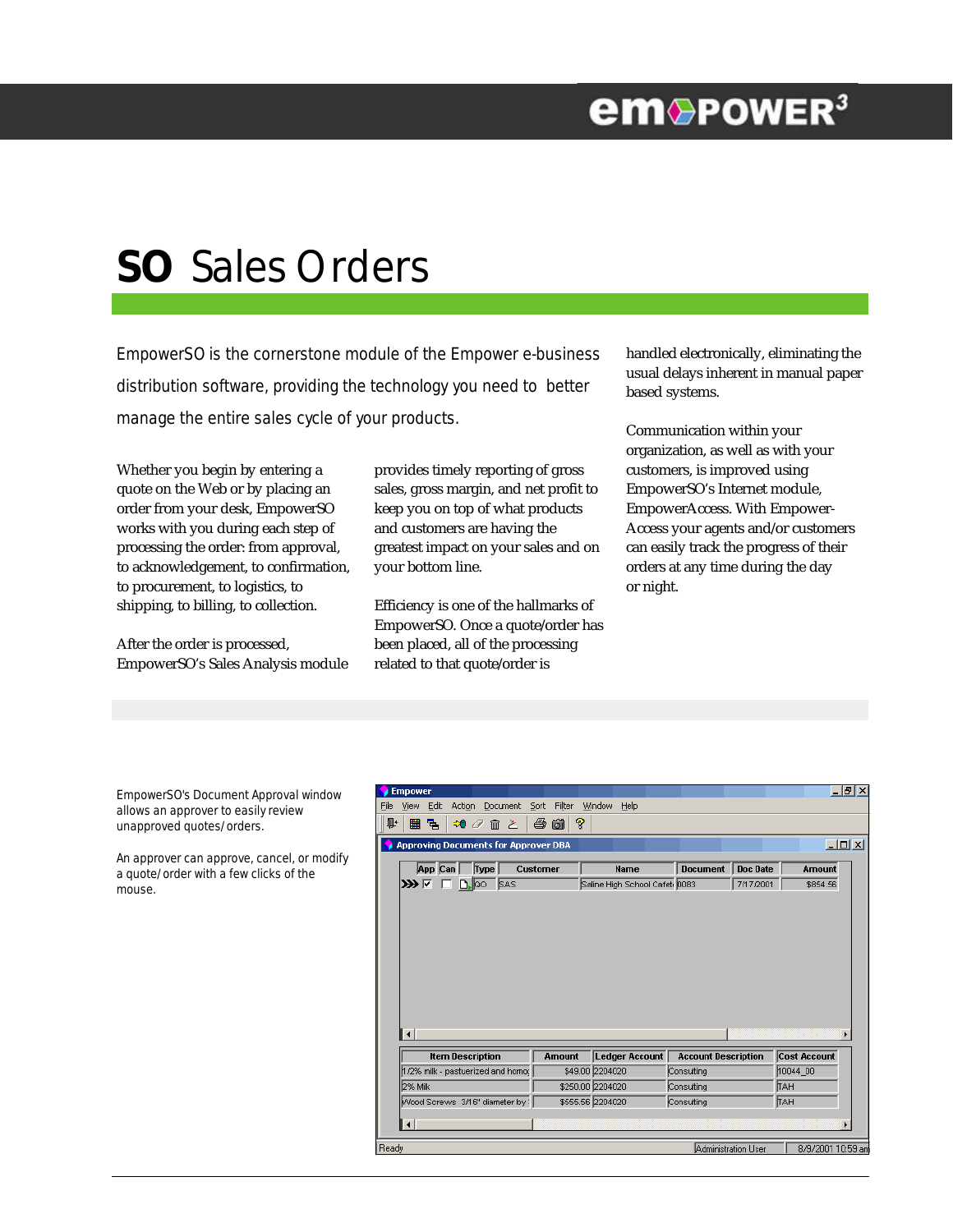# SO Sales Orders

EmpowerSO is the cornerstone module of the Empower e-business distribution software, providing the technology you need to better manage the entire sales cycle of your products.

Whether you begin by entering a quote on the Web or by placing an order from your desk, EmpowerSO works with you during each step of processing the order: from approval, to acknowledgement, to confirmation, to procurement, to logistics, to shipping, to billing, to collection.

After the order is processed, EmpowerSO's Sales Analysis module provides timely reporting of gross sales, gross margin, and net profit to keep you on top of what products and customers are having the greatest impact on your sales and on your bottom line.

Efficiency is one of the hallmarks of EmpowerSO. Once a quote/order has been placed, all of the processing related to that quote/order is handled electronically, eliminating the usual delays inherent in manual paper based systems.

Communication within your organization, as well as with your customers, is improved using EmpowerSO's Internet module, EmpowerAccess. With Empower-Access your agents and/or customers can easily track the progress of their orders at any time during the day or night.

EmpowerSO's Document Approval window allows an approver to easily review unapproved quotes/orders.

An approver can approve, cancel, or modify a quote/order with a few clicks of the mouse.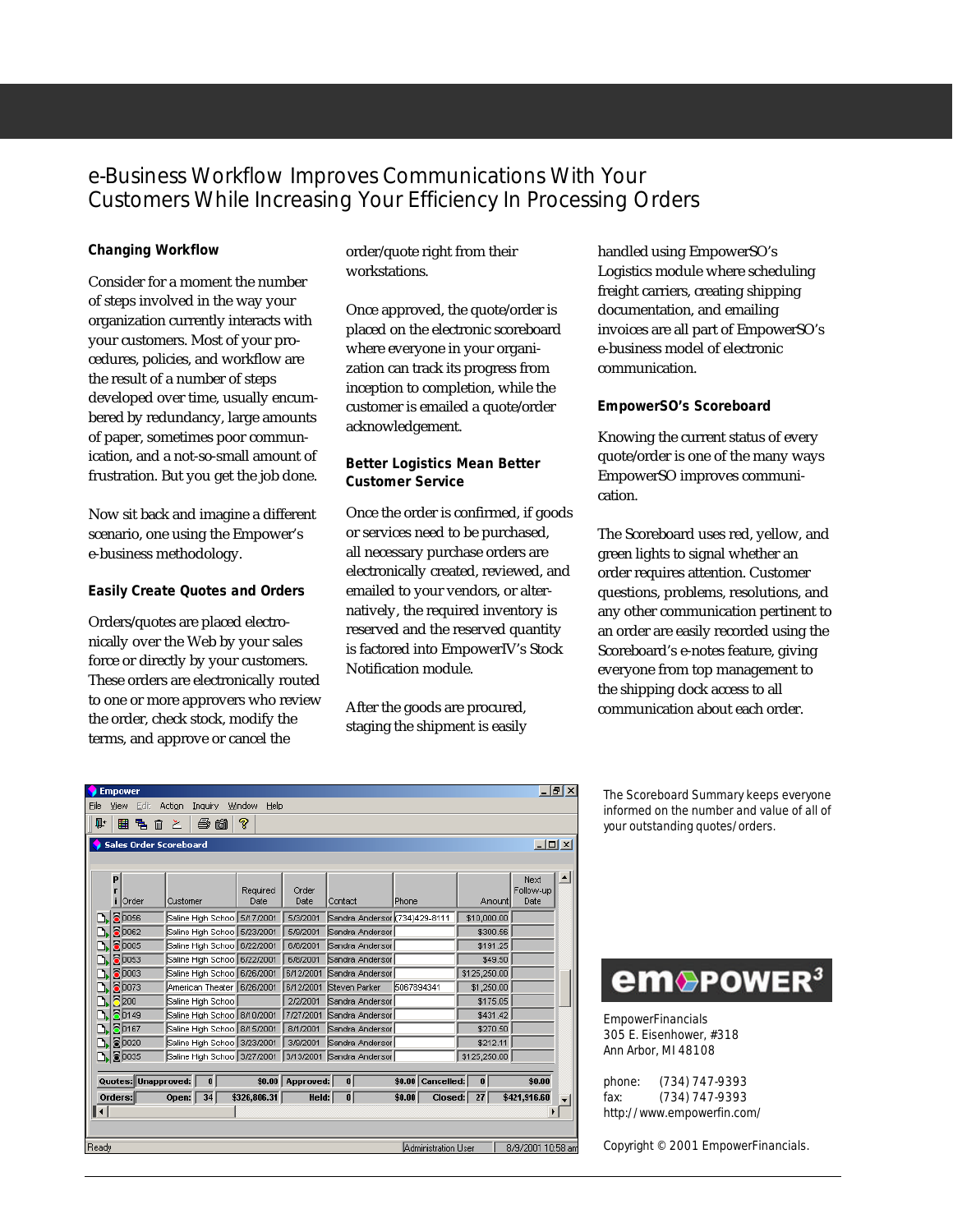# e-Business Workflow Improves Communications With Your Customers While Increasing Your Efficiency In Processing Orders

### Changing Workflow

Consider for a moment the number of steps involved in the way your organization currently interacts with your customers. Most of your procedures, policies, and workflow are the result of a number of steps developed over time, usually encumbered by redundancy, large amounts of paper, sometimes poor communication, and a not-so-small amount of frustration. But you get the job done.

Now sit back and imagine a different scenario, one using the Empower's e-business methodology.

### Easily Create Quotes and Orders

Orders/quotes are placed electronically over the Web by your sales force or directly by your customers. These orders are electronically routed to one or more approvers who review the order, check stock, modify the terms, and approve or cancel the order/quote right from their workstations.

Once approved, the quote/order is placed on the electronic scoreboard where everyone in your organization can track its progress from inception to completion, while the customer is emailed a quote/order acknowledgement.

### Better Logistics Mean Better Customer Service

Once the order is confirmed, if goods or services need to be purchased, all necessary purchase orders are electronically created, reviewed, and emailed to your vendors, or alternatively, the required inventory is reserved and the reserved quantity is factored into EmpowerIV's Stock Notification module.

After the goods are procured, staging the shipment is easily handled using EmpowerSO's Logistics module where scheduling freight carriers, creating shipping documentation, and emailing invoices are all part of EmpowerSO's e-business model of electronic communication.

### EmpowerSO's Scoreboard

Knowing the current status of every quote/order is one of the many ways EmpowerSO improves communication.

The Scoreboard uses red, yellow, and green lights to signal whether an order requires attention. Customer questions, problems, resolutions, and any other communication pertinent to an order are easily recorded using the Scoreboard's e-notes feature, giving everyone from top management to the shipping dock access to all communication about each order.

Empower

Sales Order Scoreboard

| Pri | Order | Customer | Required Date | Order Date | Contact | Phone | Amount | Next Follow-up Date |
|---|---|---|---|---|---|---|---|---|
| | D056 | Saline High Schoo | 5/17/2001 | 5/3/2001 | Sandra Anderson | (734)429-8111 | $10,000.00 | |
| | D062 | Saline High Schoo | 5/23/2001 | 5/8/2001 | Sandra Anderson | | $300.56 | |
| | D005 | Saline High Schoo | 6/22/2001 | 6/6/2001 | Sandra Anderson | | $191.25 | |
| | D053 | Saline High Schoo | 6/22/2001 | 6/6/2001 | Sandra Anderson | | $49.50 | |
| | D003 | Saline High Schoo | 6/26/2001 | 6/12/2001 | Sandra Anderson | | $125,250.00 | |
| | D073 | American Theater | 6/26/2001 | 6/12/2001 | Steven Parker | 5067394341 | $1,250.00 | |
| | 200 | Saline High Schoo | | 2/2/2001 | Sandra Anderson | | $175.05 | |
| | D149 | Saline High Schoo | 8/10/2001 | 7/27/2001 | Sandra Anderson | | $431.42 | |
| | D167 | Saline High Schoo | 8/15/2001 | 8/1/2001 | Sandra Anderson | | $270.50 | |
| | D020 | Saline High Schoo | 3/23/2001 | 3/9/2001 | Sandra Anderson | | $212.11 | |
| | D035 | Saline High Schoo | 3/27/2001 | 3/13/2001 | Sandra Anderson | | $125,250.00 | |

| | | | | | | | | | | | |
|---|---|---|---|---|---|---|---|---|---|---|---|
| Quotes: | Unapproved: | 0 | $0.00 | Approved: | 0 | $0.00 | Cancelled: | 0 | $0.00 |
| Orders: | Open: | 34 | $326,806.31 | Held: | 0 | $0.00 | Closed: | 27 | $421,916.60 |

Ready | Administration User | 8/9/2001 10:58 am

The Scoreboard Summary keeps everyone informed on the number and value of all of your outstanding quotes/orders.

empower[3]

EmpowerFinancials
305 E. Eisenhower, #318
Ann Arbor, MI 48108

phone: (734) 747-9393
fax: (734) 747-9393
http://www.empowerfin.com/

Copyright © 2001 EmpowerFinancials.